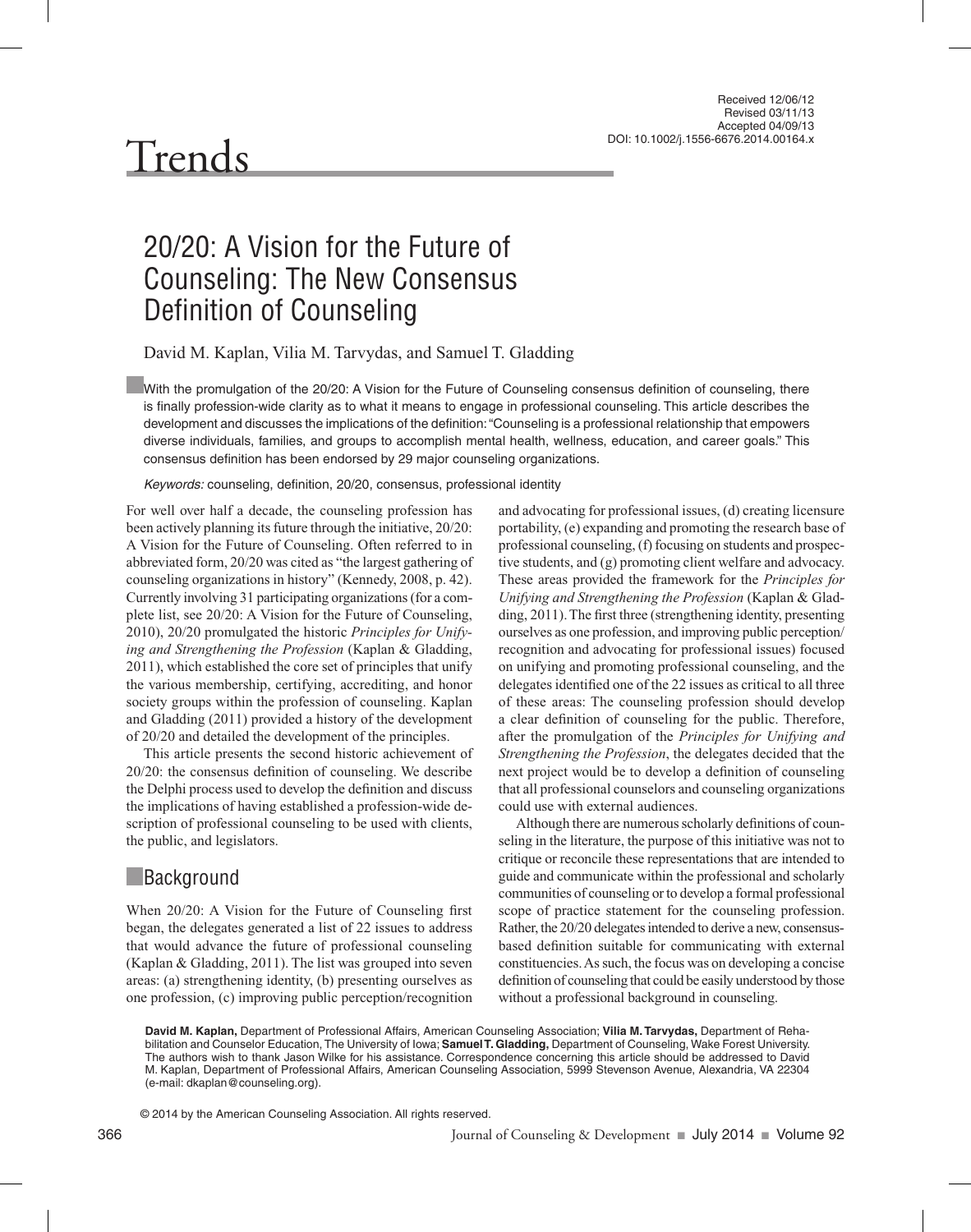Received 12/06/12
Revised 03/11/13
Accepted 04/09/13
DOI: 10.1002/j.1556-6676.2014.00164.x

Trends

# 20/20: A Vision for the Future of Counseling: The New Consensus Definition of Counseling

David M. Kaplan, Vilia M. Tarvydas, and Samuel T. Gladding

With the promulgation of the 20/20: A Vision for the Future of Counseling consensus definition of counseling, there is finally profession-wide clarity as to what it means to engage in professional counseling. This article describes the development and discusses the implications of the definition: "Counseling is a professional relationship that empowers diverse individuals, families, and groups to accomplish mental health, wellness, education, and career goals." This consensus definition has been endorsed by 29 major counseling organizations.

*Keywords:* counseling, definition, 20/20, consensus, professional identity

For well over half a decade, the counseling profession has been actively planning its future through the initiative, 20/20: A Vision for the Future of Counseling. Often referred to in abbreviated form, 20/20 was cited as "the largest gathering of counseling organizations in history" (Kennedy, 2008, p. 42). Currently involving 31 participating organizations (for a complete list, see 20/20: A Vision for the Future of Counseling, 2010), 20/20 promulgated the historic *Principles for Unifying and Strengthening the Profession* (Kaplan & Gladding, 2011), which established the core set of principles that unify the various membership, certifying, accrediting, and honor society groups within the profession of counseling. Kaplan and Gladding (2011) provided a history of the development of 20/20 and detailed the development of the principles.

This article presents the second historic achievement of 20/20: the consensus definition of counseling. We describe the Delphi process used to develop the definition and discuss the implications of having established a profession-wide description of professional counseling to be used with clients, the public, and legislators.

## Background

When 20/20: A Vision for the Future of Counseling first began, the delegates generated a list of 22 issues to address that would advance the future of professional counseling (Kaplan & Gladding, 2011). The list was grouped into seven areas: (a) strengthening identity, (b) presenting ourselves as one profession, (c) improving public perception/recognition and advocating for professional issues, (d) creating licensure portability, (e) expanding and promoting the research base of professional counseling, (f) focusing on students and prospective students, and (g) promoting client welfare and advocacy. These areas provided the framework for the *Principles for Unifying and Strengthening the Profession* (Kaplan & Gladding, 2011). The first three (strengthening identity, presenting ourselves as one profession, and improving public perception/recognition and advocating for professional issues) focused on unifying and promoting professional counseling, and the delegates identified one of the 22 issues as critical to all three of these areas: The counseling profession should develop a clear definition of counseling for the public. Therefore, after the promulgation of the *Principles for Unifying and Strengthening the Profession*, the delegates decided that the next project would be to develop a definition of counseling that all professional counselors and counseling organizations could use with external audiences.

Although there are numerous scholarly definitions of counseling in the literature, the purpose of this initiative was not to critique or reconcile these representations that are intended to guide and communicate within the professional and scholarly communities of counseling or to develop a formal professional scope of practice statement for the counseling profession. Rather, the 20/20 delegates intended to derive a new, consensus-based definition suitable for communicating with external constituencies. As such, the focus was on developing a concise definition of counseling that could be easily understood by those without a professional background in counseling.

**David M. Kaplan,** Department of Professional Affairs, American Counseling Association; **Vilia M. Tarvydas,** Department of Rehabilitation and Counselor Education, The University of Iowa; **Samuel T. Gladding,** Department of Counseling, Wake Forest University. The authors wish to thank Jason Wilke for his assistance. Correspondence concerning this article should be addressed to David M. Kaplan, Department of Professional Affairs, American Counseling Association, 5999 Stevenson Avenue, Alexandria, VA 22304 (e-mail: dkaplan@counseling.org).

© 2014 by the American Counseling Association. All rights reserved.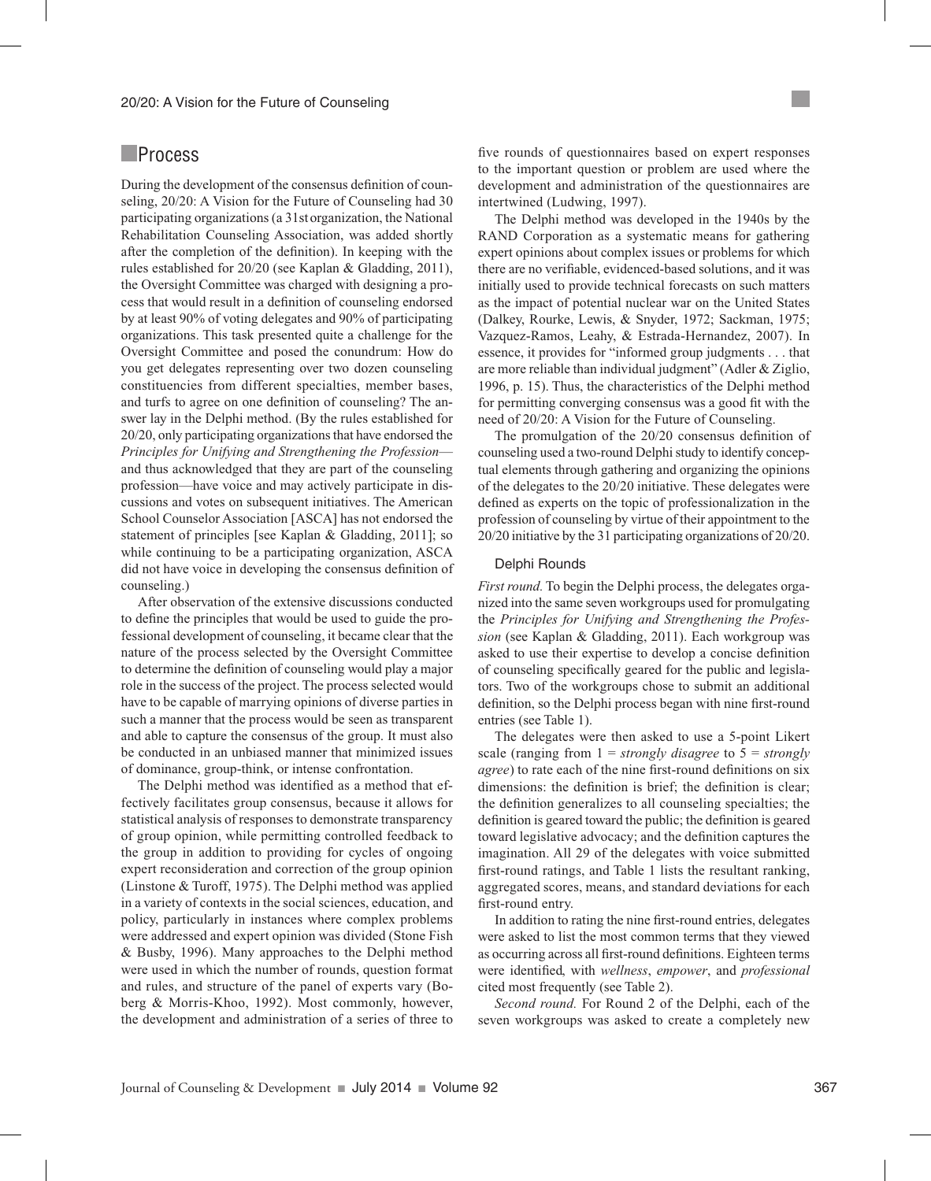## Process

During the development of the consensus definition of counseling, 20/20: A Vision for the Future of Counseling had 30 participating organizations (a 31st organization, the National Rehabilitation Counseling Association, was added shortly after the completion of the definition). In keeping with the rules established for 20/20 (see Kaplan & Gladding, 2011), the Oversight Committee was charged with designing a process that would result in a definition of counseling endorsed by at least 90% of voting delegates and 90% of participating organizations. This task presented quite a challenge for the Oversight Committee and posed the conundrum: How do you get delegates representing over two dozen counseling constituencies from different specialties, member bases, and turfs to agree on one definition of counseling? The answer lay in the Delphi method. (By the rules established for 20/20, only participating organizations that have endorsed the *Principles for Unifying and Strengthening the Profession*—and thus acknowledged that they are part of the counseling profession—have voice and may actively participate in discussions and votes on subsequent initiatives. The American School Counselor Association [ASCA] has not endorsed the statement of principles [see Kaplan & Gladding, 2011]; so while continuing to be a participating organization, ASCA did not have voice in developing the consensus definition of counseling.)

After observation of the extensive discussions conducted to define the principles that would be used to guide the professional development of counseling, it became clear that the nature of the process selected by the Oversight Committee to determine the definition of counseling would play a major role in the success of the project. The process selected would have to be capable of marrying opinions of diverse parties in such a manner that the process would be seen as transparent and able to capture the consensus of the group. It must also be conducted in an unbiased manner that minimized issues of dominance, group-think, or intense confrontation.

The Delphi method was identified as a method that effectively facilitates group consensus, because it allows for statistical analysis of responses to demonstrate transparency of group opinion, while permitting controlled feedback to the group in addition to providing for cycles of ongoing expert reconsideration and correction of the group opinion (Linstone & Turoff, 1975). The Delphi method was applied in a variety of contexts in the social sciences, education, and policy, particularly in instances where complex problems were addressed and expert opinion was divided (Stone Fish & Busby, 1996). Many approaches to the Delphi method were used in which the number of rounds, question format and rules, and structure of the panel of experts vary (Boberg & Morris-Khoo, 1992). Most commonly, however, the development and administration of a series of three to five rounds of questionnaires based on expert responses to the important question or problem are used where the development and administration of the questionnaires are intertwined (Ludwing, 1997).

The Delphi method was developed in the 1940s by the RAND Corporation as a systematic means for gathering expert opinions about complex issues or problems for which there are no verifiable, evidenced-based solutions, and it was initially used to provide technical forecasts on such matters as the impact of potential nuclear war on the United States (Dalkey, Rourke, Lewis, & Snyder, 1972; Sackman, 1975; Vazquez-Ramos, Leahy, & Estrada-Hernandez, 2007). In essence, it provides for "informed group judgments . . . that are more reliable than individual judgment" (Adler & Ziglio, 1996, p. 15). Thus, the characteristics of the Delphi method for permitting converging consensus was a good fit with the need of 20/20: A Vision for the Future of Counseling.

The promulgation of the 20/20 consensus definition of counseling used a two-round Delphi study to identify conceptual elements through gathering and organizing the opinions of the delegates to the 20/20 initiative. These delegates were defined as experts on the topic of professionalization in the profession of counseling by virtue of their appointment to the 20/20 initiative by the 31 participating organizations of 20/20.

### Delphi Rounds

*First round.* To begin the Delphi process, the delegates organized into the same seven workgroups used for promulgating the *Principles for Unifying and Strengthening the Profession* (see Kaplan & Gladding, 2011). Each workgroup was asked to use their expertise to develop a concise definition of counseling specifically geared for the public and legislators. Two of the workgroups chose to submit an additional definition, so the Delphi process began with nine first-round entries (see Table 1).

The delegates were then asked to use a 5-point Likert scale (ranging from 1 = *strongly disagree* to 5 = *strongly agree*) to rate each of the nine first-round definitions on six dimensions: the definition is brief; the definition is clear; the definition generalizes to all counseling specialties; the definition is geared toward the public; the definition is geared toward legislative advocacy; and the definition captures the imagination. All 29 of the delegates with voice submitted first-round ratings, and Table 1 lists the resultant ranking, aggregated scores, means, and standard deviations for each first-round entry.

In addition to rating the nine first-round entries, delegates were asked to list the most common terms that they viewed as occurring across all first-round definitions. Eighteen terms were identified, with *wellness*, *empower*, and *professional* cited most frequently (see Table 2).

*Second round.* For Round 2 of the Delphi, each of the seven workgroups was asked to create a completely new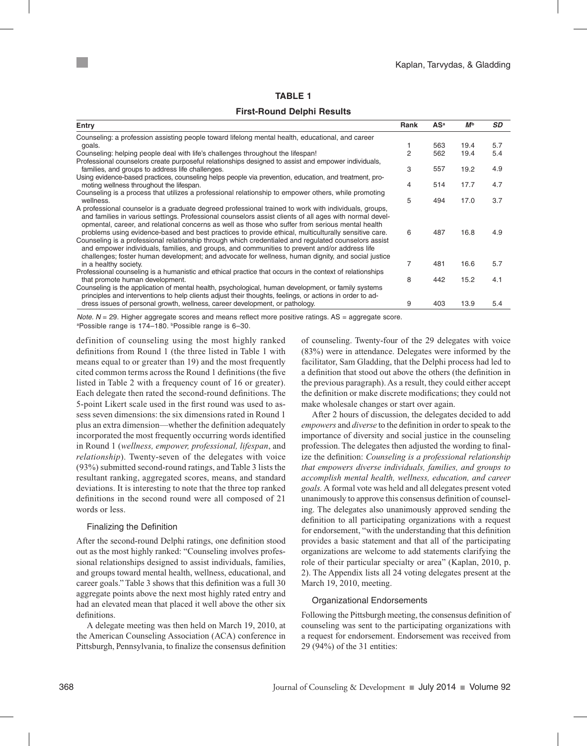**TABLE 1**

**First-Round Delphi Results**

| Entry | Rank | AS[a] | M[b] | SD |
|---|---|---|---|---|
| Counseling: a profession assisting people toward lifelong mental health, educational, and career goals. | 1 | 563 | 19.4 | 5.7 |
| Counseling: helping people deal with life's challenges throughout the lifespan! | 2 | 562 | 19.4 | 5.4 |
| Professional counselors create purposeful relationships designed to assist and empower individuals, families, and groups to address life challenges. | 3 | 557 | 19.2 | 4.9 |
| Using evidence-based practices, counseling helps people via prevention, education, and treatment, promoting wellness throughout the lifespan. | 4 | 514 | 17.7 | 4.7 |
| Counseling is a process that utilizes a professional relationship to empower others, while promoting wellness. | 5 | 494 | 17.0 | 3.7 |
| A professional counselor is a graduate degreed professional trained to work with individuals, groups, and families in various settings. Professional counselors assist clients of all ages with normal developmental, career, and relational concerns as well as those who suffer from serious mental health problems using evidence-based and best practices to provide ethical, multiculturally sensitive care. | 6 | 487 | 16.8 | 4.9 |
| Counseling is a professional relationship through which credentialed and regulated counselors assist and empower individuals, families, and groups, and communities to prevent and/or address life challenges; foster human development; and advocate for wellness, human dignity, and social justice in a healthy society. | 7 | 481 | 16.6 | 5.7 |
| Professional counseling is a humanistic and ethical practice that occurs in the context of relationships that promote human development. | 8 | 442 | 15.2 | 4.1 |
| Counseling is the application of mental health, psychological, human development, or family systems principles and interventions to help clients adjust their thoughts, feelings, or actions in order to address issues of personal growth, wellness, career development, or pathology. | 9 | 403 | 13.9 | 5.4 |

*Note.* $N = 29$. Higher aggregate scores and means reflect more positive ratings. AS = aggregate score.
[a]Possible range is 174–180. [b]Possible range is 6–30.

definition of counseling using the most highly ranked definitions from Round 1 (the three listed in Table 1 with means equal to or greater than 19) and the most frequently cited common terms across the Round 1 definitions (the five listed in Table 2 with a frequency count of 16 or greater). Each delegate then rated the second-round definitions. The 5-point Likert scale used in the first round was used to assess seven dimensions: the six dimensions rated in Round 1 plus an extra dimension—whether the definition adequately incorporated the most frequently occurring words identified in Round 1 (*wellness, empower, professional, lifespan*, and *relationship*). Twenty-seven of the delegates with voice (93%) submitted second-round ratings, and Table 3 lists the resultant ranking, aggregated scores, means, and standard deviations. It is interesting to note that the three top ranked definitions in the second round were all composed of 21 words or less.

### Finalizing the Definition

After the second-round Delphi ratings, one definition stood out as the most highly ranked: "Counseling involves professional relationships designed to assist individuals, families, and groups toward mental health, wellness, educational, and career goals." Table 3 shows that this definition was a full 30 aggregate points above the next most highly rated entry and had an elevated mean that placed it well above the other six definitions.

A delegate meeting was then held on March 19, 2010, at the American Counseling Association (ACA) conference in Pittsburgh, Pennsylvania, to finalize the consensus definition of counseling. Twenty-four of the 29 delegates with voice (83%) were in attendance. Delegates were informed by the facilitator, Sam Gladding, that the Delphi process had led to a definition that stood out above the others (the definition in the previous paragraph). As a result, they could either accept the definition or make discrete modifications; they could not make wholesale changes or start over again.

After 2 hours of discussion, the delegates decided to add *empowers* and *diverse* to the definition in order to speak to the importance of diversity and social justice in the counseling profession. The delegates then adjusted the wording to finalize the definition: *Counseling is a professional relationship that empowers diverse individuals, families, and groups to accomplish mental health, wellness, education, and career goals.* A formal vote was held and all delegates present voted unanimously to approve this consensus definition of counseling. The delegates also unanimously approved sending the definition to all participating organizations with a request for endorsement, "with the understanding that this definition provides a basic statement and that all of the participating organizations are welcome to add statements clarifying the role of their particular specialty or area" (Kaplan, 2010, p. 2). The Appendix lists all 24 voting delegates present at the March 19, 2010, meeting.

### Organizational Endorsements

Following the Pittsburgh meeting, the consensus definition of counseling was sent to the participating organizations with a request for endorsement. Endorsement was received from 29 (94%) of the 31 entities: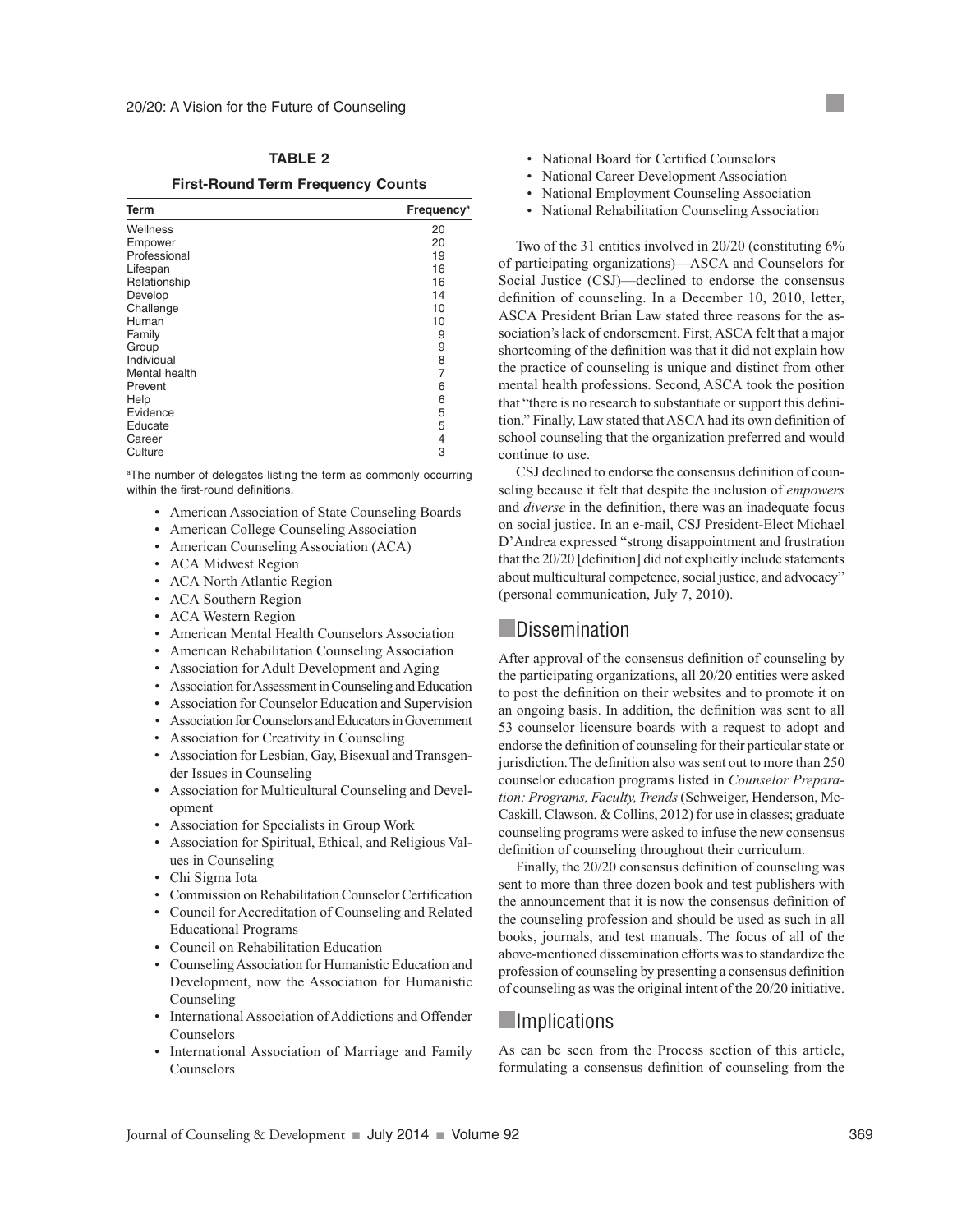**TABLE 2**

**First-Round Term Frequency Counts**

| Term | Frequency[a] |
|---|---|
| Wellness | 20 |
| Empower | 20 |
| Professional | 19 |
| Lifespan | 16 |
| Relationship | 16 |
| Develop | 14 |
| Challenge | 10 |
| Human | 10 |
| Family | 9 |
| Group | 9 |
| Individual | 8 |
| Mental health | 7 |
| Prevent | 6 |
| Help | 6 |
| Evidence | 5 |
| Educate | 5 |
| Career | 4 |
| Culture | 3 |

[a]The number of delegates listing the term as commonly occurring within the first-round definitions.

- American Association of State Counseling Boards
- American College Counseling Association
- American Counseling Association (ACA)
- ACA Midwest Region
- ACA North Atlantic Region
- ACA Southern Region
- ACA Western Region
- American Mental Health Counselors Association
- American Rehabilitation Counseling Association
- Association for Adult Development and Aging
- Association for Assessment in Counseling and Education
- Association for Counselor Education and Supervision
- Association for Counselors and Educators in Government
- Association for Creativity in Counseling
- Association for Lesbian, Gay, Bisexual and Transgender Issues in Counseling
- Association for Multicultural Counseling and Development
- Association for Specialists in Group Work
- Association for Spiritual, Ethical, and Religious Values in Counseling
- Chi Sigma Iota
- Commission on Rehabilitation Counselor Certification
- Council for Accreditation of Counseling and Related Educational Programs
- Council on Rehabilitation Education
- Counseling Association for Humanistic Education and Development, now the Association for Humanistic Counseling
- International Association of Addictions and Offender Counselors
- International Association of Marriage and Family Counselors
- National Board for Certified Counselors
- National Career Development Association
- National Employment Counseling Association
- National Rehabilitation Counseling Association

Two of the 31 entities involved in 20/20 (constituting 6% of participating organizations)—ASCA and Counselors for Social Justice (CSJ)—declined to endorse the consensus definition of counseling. In a December 10, 2010, letter, ASCA President Brian Law stated three reasons for the association's lack of endorsement. First, ASCA felt that a major shortcoming of the definition was that it did not explain how the practice of counseling is unique and distinct from other mental health professions. Second, ASCA took the position that "there is no research to substantiate or support this definition." Finally, Law stated that ASCA had its own definition of school counseling that the organization preferred and would continue to use.

CSJ declined to endorse the consensus definition of counseling because it felt that despite the inclusion of *empowers* and *diverse* in the definition, there was an inadequate focus on social justice. In an e-mail, CSJ President-Elect Michael D'Andrea expressed "strong disappointment and frustration that the 20/20 [definition] did not explicitly include statements about multicultural competence, social justice, and advocacy" (personal communication, July 7, 2010).

## Dissemination

After approval of the consensus definition of counseling by the participating organizations, all 20/20 entities were asked to post the definition on their websites and to promote it on an ongoing basis. In addition, the definition was sent to all 53 counselor licensure boards with a request to adopt and endorse the definition of counseling for their particular state or jurisdiction. The definition also was sent out to more than 250 counselor education programs listed in *Counselor Preparation: Programs, Faculty, Trends* (Schweiger, Henderson, McCaskill, Clawson, & Collins, 2012) for use in classes; graduate counseling programs were asked to infuse the new consensus definition of counseling throughout their curriculum.

Finally, the 20/20 consensus definition of counseling was sent to more than three dozen book and test publishers with the announcement that it is now the consensus definition of the counseling profession and should be used as such in all books, journals, and test manuals. The focus of all of the above-mentioned dissemination efforts was to standardize the profession of counseling by presenting a consensus definition of counseling as was the original intent of the 20/20 initiative.

## Implications

As can be seen from the Process section of this article, formulating a consensus definition of counseling from the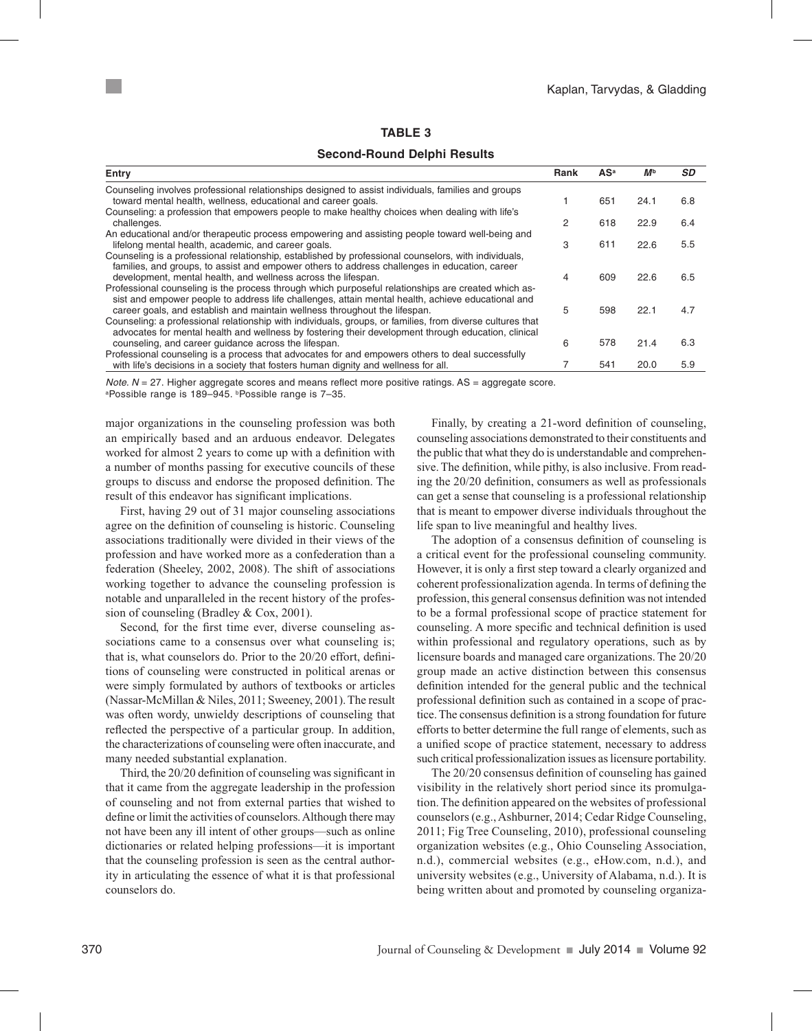**TABLE 3**

**Second-Round Delphi Results**

| Entry | Rank | AS[a] | *M*[b] | *SD* |
|---|---|---|---|---|
| Counseling involves professional relationships designed to assist individuals, families and groups toward mental health, wellness, educational and career goals. | 1 | 651 | 24.1 | 6.8 |
| Counseling: a profession that empowers people to make healthy choices when dealing with life's challenges. | 2 | 618 | 22.9 | 6.4 |
| An educational and/or therapeutic process empowering and assisting people toward well-being and lifelong mental health, academic, and career goals. | 3 | 611 | 22.6 | 5.5 |
| Counseling is a professional relationship, established by professional counselors, with individuals, families, and groups, to assist and empower others to address challenges in education, career development, mental health, and wellness across the lifespan. | 4 | 609 | 22.6 | 6.5 |
| Professional counseling is the process through which purposeful relationships are created which assist and empower people to address life challenges, attain mental health, achieve educational and career goals, and establish and maintain wellness throughout the lifespan. | 5 | 598 | 22.1 | 4.7 |
| Counseling: a professional relationship with individuals, groups, or families, from diverse cultures that advocates for mental health and wellness by fostering their development through education, clinical counseling, and career guidance across the lifespan. | 6 | 578 | 21.4 | 6.3 |
| Professional counseling is a process that advocates for and empowers others to deal successfully with life's decisions in a society that fosters human dignity and wellness for all. | 7 | 541 | 20.0 | 5.9 |

*Note.* $N = 27$. Higher aggregate scores and means reflect more positive ratings. AS = aggregate score.
[a]Possible range is 189–945. [b]Possible range is 7–35.

major organizations in the counseling profession was both an empirically based and an arduous endeavor. Delegates worked for almost 2 years to come up with a definition with a number of months passing for executive councils of these groups to discuss and endorse the proposed definition. The result of this endeavor has significant implications.

First, having 29 out of 31 major counseling associations agree on the definition of counseling is historic. Counseling associations traditionally were divided in their views of the profession and have worked more as a confederation than a federation (Sheeley, 2002, 2008). The shift of associations working together to advance the counseling profession is notable and unparalleled in the recent history of the profession of counseling (Bradley & Cox, 2001).

Second, for the first time ever, diverse counseling associations came to a consensus over what counseling is; that is, what counselors do. Prior to the 20/20 effort, definitions of counseling were constructed in political arenas or were simply formulated by authors of textbooks or articles (Nassar-McMillan & Niles, 2011; Sweeney, 2001). The result was often wordy, unwieldy descriptions of counseling that reflected the perspective of a particular group. In addition, the characterizations of counseling were often inaccurate, and many needed substantial explanation.

Third, the 20/20 definition of counseling was significant in that it came from the aggregate leadership in the profession of counseling and not from external parties that wished to define or limit the activities of counselors. Although there may not have been any ill intent of other groups—such as online dictionaries or related helping professions—it is important that the counseling profession is seen as the central authority in articulating the essence of what it is that professional counselors do.

Finally, by creating a 21-word definition of counseling, counseling associations demonstrated to their constituents and the public that what they do is understandable and comprehensive. The definition, while pithy, is also inclusive. From reading the 20/20 definition, consumers as well as professionals can get a sense that counseling is a professional relationship that is meant to empower diverse individuals throughout the life span to live meaningful and healthy lives.

The adoption of a consensus definition of counseling is a critical event for the professional counseling community. However, it is only a first step toward a clearly organized and coherent professionalization agenda. In terms of defining the profession, this general consensus definition was not intended to be a formal professional scope of practice statement for counseling. A more specific and technical definition is used within professional and regulatory operations, such as by licensure boards and managed care organizations. The 20/20 group made an active distinction between this consensus definition intended for the general public and the technical professional definition such as contained in a scope of practice. The consensus definition is a strong foundation for future efforts to better determine the full range of elements, such as a unified scope of practice statement, necessary to address such critical professionalization issues as licensure portability.

The 20/20 consensus definition of counseling has gained visibility in the relatively short period since its promulgation. The definition appeared on the websites of professional counselors (e.g., Ashburner, 2014; Cedar Ridge Counseling, 2011; Fig Tree Counseling, 2010), professional counseling organization websites (e.g., Ohio Counseling Association, n.d.), commercial websites (e.g., eHow.com, n.d.), and university websites (e.g., University of Alabama, n.d.). It is being written about and promoted by counseling organiza-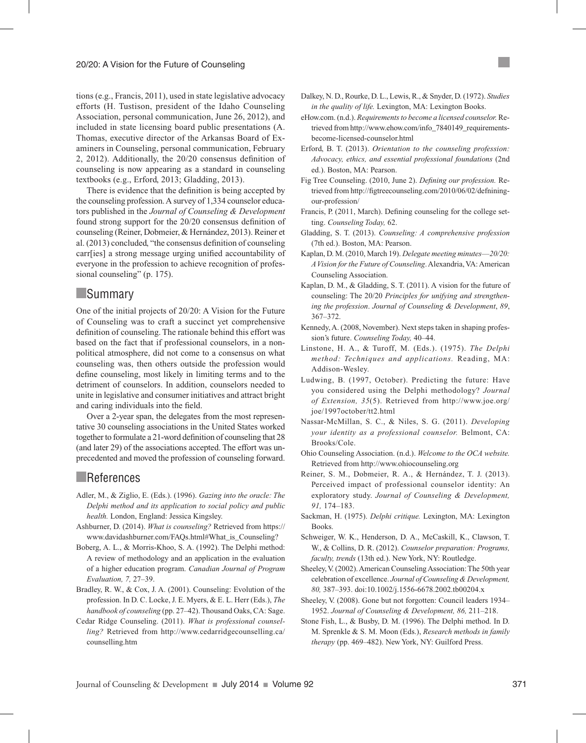tions (e.g., Francis, 2011), used in state legislative advocacy efforts (H. Tustison, president of the Idaho Counseling Association, personal communication, June 26, 2012), and included in state licensing board public presentations (A. Thomas, executive director of the Arkansas Board of Examiners in Counseling, personal communication, February 2, 2012). Additionally, the 20/20 consensus definition of counseling is now appearing as a standard in counseling textbooks (e.g., Erford, 2013; Gladding, 2013).

There is evidence that the definition is being accepted by the counseling profession. A survey of 1,334 counselor educators published in the *Journal of Counseling & Development* found strong support for the 20/20 consensus definition of counseling (Reiner, Dobmeier, & Hernández, 2013). Reiner et al. (2013) concluded, "the consensus definition of counseling carr[ies] a strong message urging unified accountability of everyone in the profession to achieve recognition of professional counseling" (p. 175).

## Summary

One of the initial projects of 20/20: A Vision for the Future of Counseling was to craft a succinct yet comprehensive definition of counseling. The rationale behind this effort was based on the fact that if professional counselors, in a nonpolitical atmosphere, did not come to a consensus on what counseling was, then others outside the profession would define counseling, most likely in limiting terms and to the detriment of counselors. In addition, counselors needed to unite in legislative and consumer initiatives and attract bright and caring individuals into the field.

Over a 2-year span, the delegates from the most representative 30 counseling associations in the United States worked together to formulate a 21-word definition of counseling that 28 (and later 29) of the associations accepted. The effort was unprecedented and moved the profession of counseling forward.

## References

Adler, M., & Ziglio, E. (Eds.). (1996). *Gazing into the oracle: The Delphi method and its application to social policy and public health.* London, England: Jessica Kingsley.

Ashburner, D. (2014). *What is counseling?* Retrieved from https://www.davidashburner.com/FAQs.html#What_is_Counseling?

Boberg, A. L., & Morris-Khoo, S. A. (1992). The Delphi method: A review of methodology and an application in the evaluation of a higher education program. *Canadian Journal of Program Evaluation, 7,* 27–39.

Bradley, R. W., & Cox, J. A. (2001). Counseling: Evolution of the profession. In D. C. Locke, J. E. Myers, & E. L. Herr (Eds.), *The handbook of counseling* (pp. 27–42). Thousand Oaks, CA: Sage.

Cedar Ridge Counseling. (2011). *What is professional counselling?* Retrieved from http://www.cedarridgecounselling.ca/counselling.htm

Dalkey, N. D., Rourke, D. L., Lewis, R., & Snyder, D. (1972). *Studies in the quality of life.* Lexington, MA: Lexington Books.

eHow.com. (n.d.). *Requirements to become a licensed counselor.* Retrieved from http://www.ehow.com/info_7840149_requirements-become-licensed-counselor.html

Erford, B. T. (2013). *Orientation to the counseling profession: Advocacy, ethics, and essential professional foundations* (2nd ed.). Boston, MA: Pearson.

Fig Tree Counseling. (2010, June 2). *Defining our profession.* Retrieved from http://figtreecounseling.com/2010/06/02/defnining-our-profession/

Francis, P. (2011, March). Defining counseling for the college setting. *Counseling Today,* 62.

Gladding, S. T. (2013). *Counseling: A comprehensive profession* (7th ed.). Boston, MA: Pearson.

Kaplan, D. M. (2010, March 19). *Delegate meeting minutes—20/20: A Vision for the Future of Counseling*. Alexandria, VA: American Counseling Association.

Kaplan, D. M., & Gladding, S. T. (2011). A vision for the future of counseling: The 20/20 *Principles for unifying and strengthening the profession*. *Journal of Counseling & Development*, *89*, 367–372.

Kennedy, A. (2008, November). Next steps taken in shaping profession's future. *Counseling Today,* 40–44.

Linstone, H. A., & Turoff, M. (Eds.). (1975). *The Delphi method: Techniques and applications.* Reading, MA: Addison-Wesley.

Ludwing, B. (1997, October). Predicting the future: Have you considered using the Delphi methodology? *Journal of Extension, 35*(5). Retrieved from http://www.joe.org/joe/1997october/tt2.html

Nassar-McMillan, S. C., & Niles, S. G. (2011). *Developing your identity as a professional counselor.* Belmont, CA: Brooks/Cole.

Ohio Counseling Association. (n.d.). *Welcome to the OCA website.* Retrieved from http://www.ohiocounseling.org

Reiner, S. M., Dobmeier, R. A., & Hernández, T. J. (2013). Perceived impact of professional counselor identity: An exploratory study. *Journal of Counseling & Development, 91,* 174–183.

Sackman, H. (1975). *Delphi critique.* Lexington, MA: Lexington Books.

Schweiger, W. K., Henderson, D. A., McCaskill, K., Clawson, T. W., & Collins, D. R. (2012). *Counselor preparation: Programs, faculty, trends* (13th ed.). New York, NY: Routledge.

Sheeley, V. (2002). American Counseling Association: The 50th year celebration of excellence. *Journal of Counseling & Development, 80,* 387–393. doi:10.1002/j.1556-6678.2002.tb00204.x

Sheeley, V. (2008). Gone but not forgotten: Council leaders 1934–1952. *Journal of Counseling & Development, 86,* 211–218.

Stone Fish, L., & Busby, D. M. (1996). The Delphi method. In D. M. Sprenkle & S. M. Moon (Eds.), *Research methods in family therapy* (pp. 469–482). New York, NY: Guilford Press.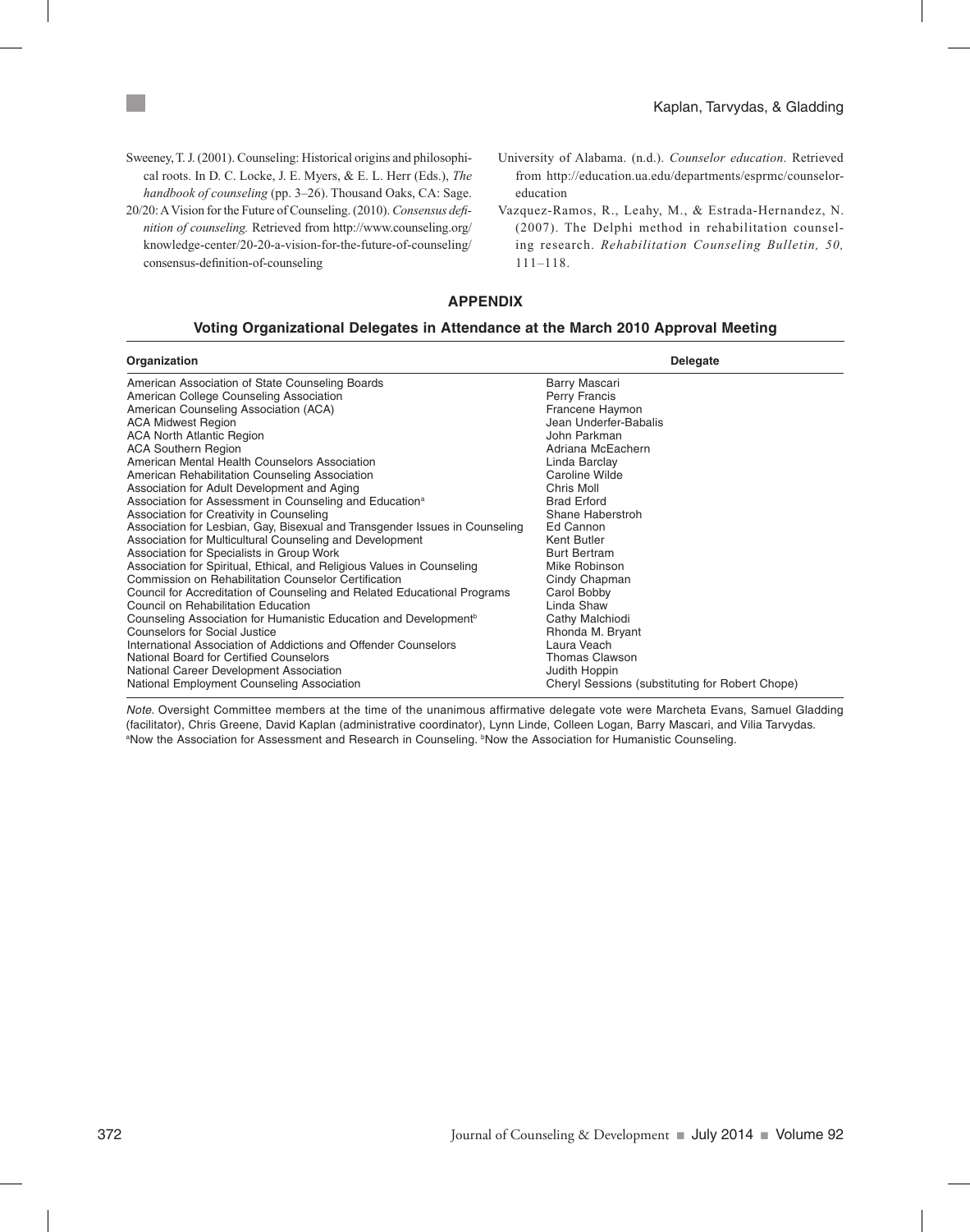Sweeney, T. J. (2001). Counseling: Historical origins and philosophical roots. In D. C. Locke, J. E. Myers, & E. L. Herr (Eds.), *The handbook of counseling* (pp. 3–26). Thousand Oaks, CA: Sage.

20/20: A Vision for the Future of Counseling. (2010). *Consensus definition of counseling.* Retrieved from http://www.counseling.org/knowledge-center/20-20-a-vision-for-the-future-of-counseling/consensus-definition-of-counseling

University of Alabama. (n.d.). *Counselor education.* Retrieved from http://education.ua.edu/departments/esprmc/counselor-education

Vazquez-Ramos, R., Leahy, M., & Estrada-Hernandez, N. (2007). The Delphi method in rehabilitation counseling research. *Rehabilitation Counseling Bulletin, 50,* 111–118.

## APPENDIX

### Voting Organizational Delegates in Attendance at the March 2010 Approval Meeting

| Organization | Delegate |
|---|---|
| American Association of State Counseling Boards | Barry Mascari |
| American College Counseling Association | Perry Francis |
| American Counseling Association (ACA) | Francene Haymon |
| ACA Midwest Region | Jean Underfer-Babalis |
| ACA North Atlantic Region | John Parkman |
| ACA Southern Region | Adriana McEachern |
| American Mental Health Counselors Association | Linda Barclay |
| American Rehabilitation Counseling Association | Caroline Wilde |
| Association for Adult Development and Aging | Chris Moll |
| Association for Assessment in Counseling and Education[a] | Brad Erford |
| Association for Creativity in Counseling | Shane Haberstroh |
| Association for Lesbian, Gay, Bisexual and Transgender Issues in Counseling | Ed Cannon |
| Association for Multicultural Counseling and Development | Kent Butler |
| Association for Specialists in Group Work | Burt Bertram |
| Association for Spiritual, Ethical, and Religious Values in Counseling | Mike Robinson |
| Commission on Rehabilitation Counselor Certification | Cindy Chapman |
| Council for Accreditation of Counseling and Related Educational Programs | Carol Bobby |
| Council on Rehabilitation Education | Linda Shaw |
| Counseling Association for Humanistic Education and Development[b] | Cathy Malchiodi |
| Counselors for Social Justice | Rhonda M. Bryant |
| International Association of Addictions and Offender Counselors | Laura Veach |
| National Board for Certified Counselors | Thomas Clawson |
| National Career Development Association | Judith Hoppin |
| National Employment Counseling Association | Cheryl Sessions (substituting for Robert Chope) |

*Note.* Oversight Committee members at the time of the unanimous affirmative delegate vote were Marcheta Evans, Samuel Gladding (facilitator), Chris Greene, David Kaplan (administrative coordinator), Lynn Linde, Colleen Logan, Barry Mascari, and Vilia Tarvydas.
[a]Now the Association for Assessment and Research in Counseling. [b]Now the Association for Humanistic Counseling.